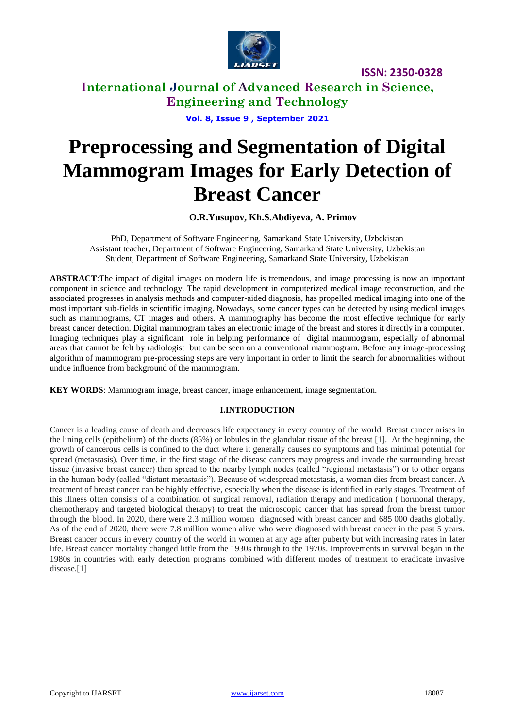# Preprocessing and Segmentation of Digital Mammogram Images for Early Detection of Breast Cancer

**O.R.Yusupov, Kh.S.Abdiyeva, A. Primov**

PhD, Department of Software Engineering, Samarkand State University, Uzbekistan
Assistant teacher, Department of Software Engineering, Samarkand State University, Uzbekistan
Student, Department of Software Engineering, Samarkand State University, Uzbekistan

**ABSTRACT**:The impact of digital images on modern life is tremendous, and image processing is now an important component in science and technology. The rapid development in computerized medical image reconstruction, and the associated progresses in analysis methods and computer-aided diagnosis, has propelled medical imaging into one of the most important sub-fields in scientific imaging. Nowadays, some cancer types can be detected by using medical images such as mammograms, CT images and others. A mammography has become the most effective technique for early breast cancer detection. Digital mammogram takes an electronic image of the breast and stores it directly in a computer. Imaging techniques play a significant role in helping performance of digital mammogram, especially of abnormal areas that cannot be felt by radiologist but can be seen on a conventional mammogram. Before any image-processing algorithm of mammogram pre-processing steps are very important in order to limit the search for abnormalities without undue influence from background of the mammogram.

**KEY WORDS**: Mammogram image, breast cancer, image enhancement, image segmentation.

## I.INTRODUCTION

Cancer is a leading cause of death and decreases life expectancy in every country of the world. Breast cancer arises in the lining cells (epithelium) of the ducts (85%) or lobules in the glandular tissue of the breast [1]. At the beginning, the growth of cancerous cells is confined to the duct where it generally causes no symptoms and has minimal potential for spread (metastasis). Over time, in the first stage of the disease cancers may progress and invade the surrounding breast tissue (invasive breast cancer) then spread to the nearby lymph nodes (called "regional metastasis") or to other organs in the human body (called "distant metastasis"). Because of widespread metastasis, a woman dies from breast cancer. A treatment of breast cancer can be highly effective, especially when the disease is identified in early stages. Treatment of this illness often consists of a combination of surgical removal, radiation therapy and medication ( hormonal therapy, chemotherapy and targeted biological therapy) to treat the microscopic cancer that has spread from the breast tumor through the blood. In 2020, there were 2.3 million women diagnosed with breast cancer and 685 000 deaths globally. As of the end of 2020, there were 7.8 million women alive who were diagnosed with breast cancer in the past 5 years. Breast cancer occurs in every country of the world in women at any age after puberty but with increasing rates in later life. Breast cancer mortality changed little from the 1930s through to the 1970s. Improvements in survival began in the 1980s in countries with early detection programs combined with different modes of treatment to eradicate invasive disease.[1]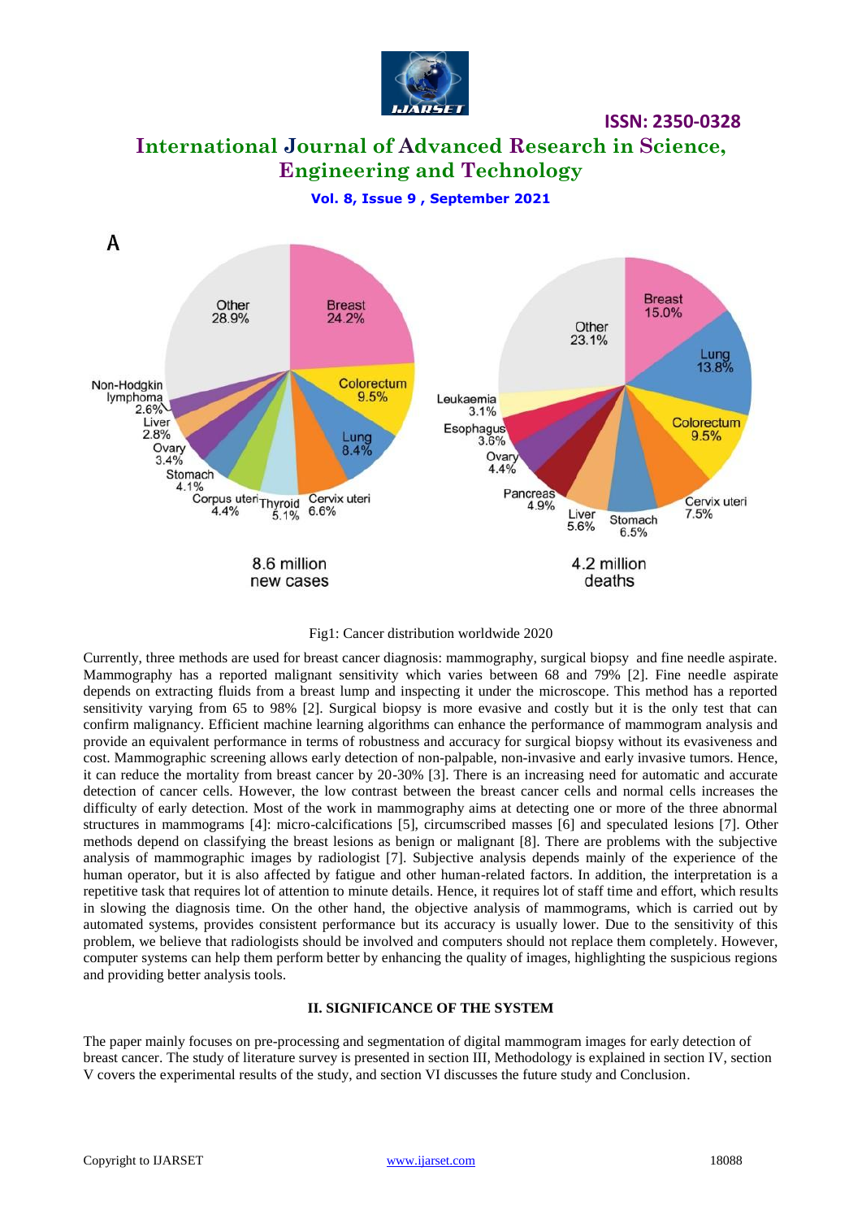Fig1: Cancer distribution worldwide 2020

Currently, three methods are used for breast cancer diagnosis: mammography, surgical biopsy and fine needle aspirate. Mammography has a reported malignant sensitivity which varies between 68 and 79% [2]. Fine needle aspirate depends on extracting fluids from a breast lump and inspecting it under the microscope. This method has a reported sensitivity varying from 65 to 98% [2]. Surgical biopsy is more evasive and costly but it is the only test that can confirm malignancy. Efficient machine learning algorithms can enhance the performance of mammogram analysis and provide an equivalent performance in terms of robustness and accuracy for surgical biopsy without its evasiveness and cost. Mammographic screening allows early detection of non-palpable, non-invasive and early invasive tumors. Hence, it can reduce the mortality from breast cancer by 20-30% [3]. There is an increasing need for automatic and accurate detection of cancer cells. However, the low contrast between the breast cancer cells and normal cells increases the difficulty of early detection. Most of the work in mammography aims at detecting one or more of the three abnormal structures in mammograms [4]: micro-calcifications [5], circumscribed masses [6] and speculated lesions [7]. Other methods depend on classifying the breast lesions as benign or malignant [8]. There are problems with the subjective analysis of mammographic images by radiologist [7]. Subjective analysis depends mainly of the experience of the human operator, but it is also affected by fatigue and other human-related factors. In addition, the interpretation is a repetitive task that requires lot of attention to minute details. Hence, it requires lot of staff time and effort, which results in slowing the diagnosis time. On the other hand, the objective analysis of mammograms, which is carried out by automated systems, provides consistent performance but its accuracy is usually lower. Due to the sensitivity of this problem, we believe that radiologists should be involved and computers should not replace them completely. However, computer systems can help them perform better by enhancing the quality of images, highlighting the suspicious regions and providing better analysis tools.

## II. SIGNIFICANCE OF THE SYSTEM

The paper mainly focuses on pre-processing and segmentation of digital mammogram images for early detection of breast cancer. The study of literature survey is presented in section III, Methodology is explained in section IV, section V covers the experimental results of the study, and section VI discusses the future study and Conclusion.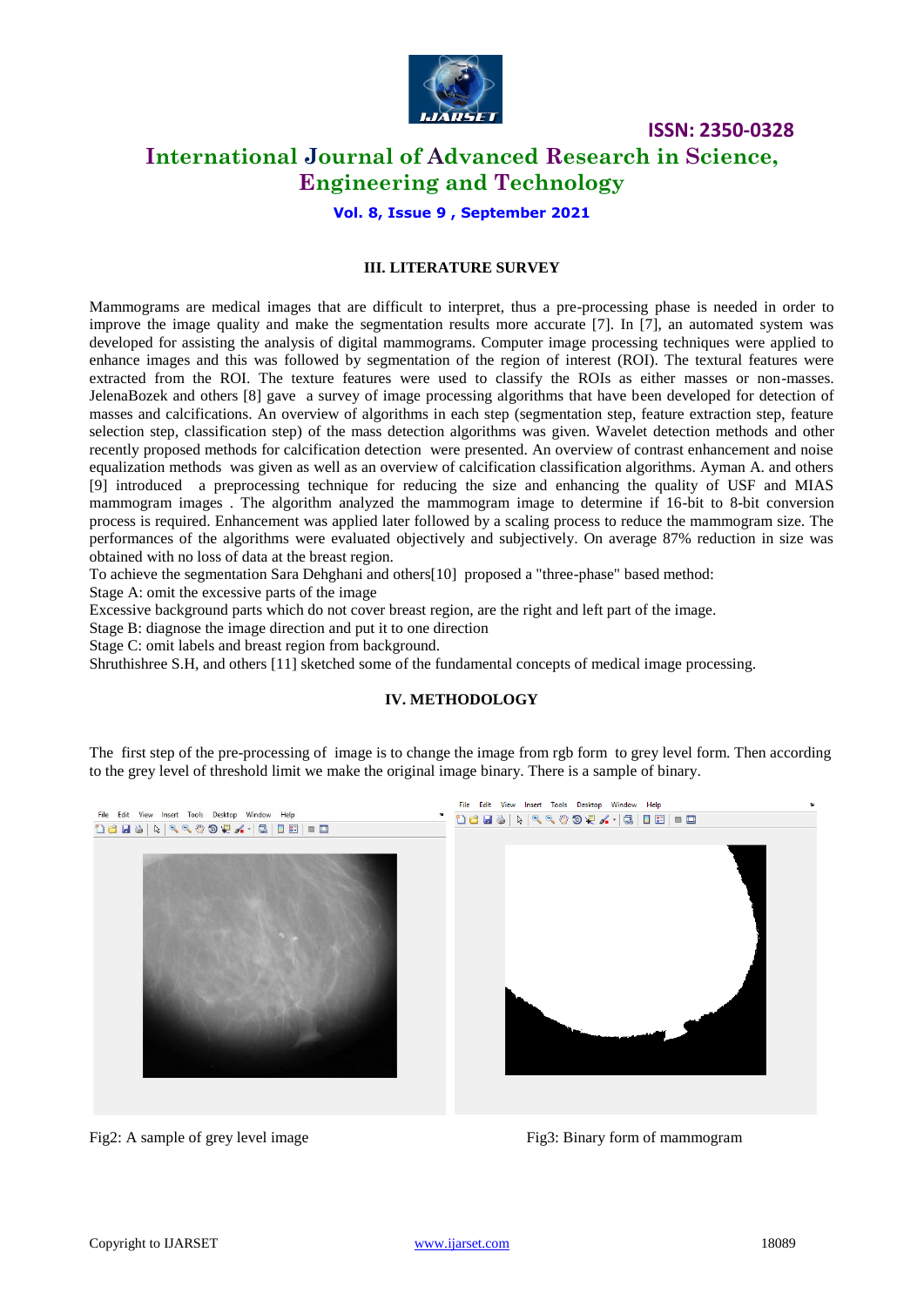## III. LITERATURE SURVEY

Mammograms are medical images that are difficult to interpret, thus a pre-processing phase is needed in order to improve the image quality and make the segmentation results more accurate [7]. In [7], an automated system was developed for assisting the analysis of digital mammograms. Computer image processing techniques were applied to enhance images and this was followed by segmentation of the region of interest (ROI). The textural features were extracted from the ROI. The texture features were used to classify the ROIs as either masses or non-masses. JelenaBozek and others [8] gave a survey of image processing algorithms that have been developed for detection of masses and calcifications. An overview of algorithms in each step (segmentation step, feature extraction step, feature selection step, classification step) of the mass detection algorithms was given. Wavelet detection methods and other recently proposed methods for calcification detection were presented. An overview of contrast enhancement and noise equalization methods was given as well as an overview of calcification classification algorithms. Ayman A. and others [9] introduced a preprocessing technique for reducing the size and enhancing the quality of USF and MIAS mammogram images . The algorithm analyzed the mammogram image to determine if 16-bit to 8-bit conversion process is required. Enhancement was applied later followed by a scaling process to reduce the mammogram size. The performances of the algorithms were evaluated objectively and subjectively. On average 87% reduction in size was obtained with no loss of data at the breast region.

To achieve the segmentation Sara Dehghani and others[10] proposed a "three-phase" based method:

Stage A: omit the excessive parts of the image

Excessive background parts which do not cover breast region, are the right and left part of the image.

Stage B: diagnose the image direction and put it to one direction

Stage C: omit labels and breast region from background.

Shruthishree S.H, and others [11] sketched some of the fundamental concepts of medical image processing.

## IV. METHODOLOGY

The first step of the pre-processing of image is to change the image from rgb form to grey level form. Then according to the grey level of threshold limit we make the original image binary. There is a sample of binary.

Fig2: A sample of grey level image

Fig3: Binary form of mammogram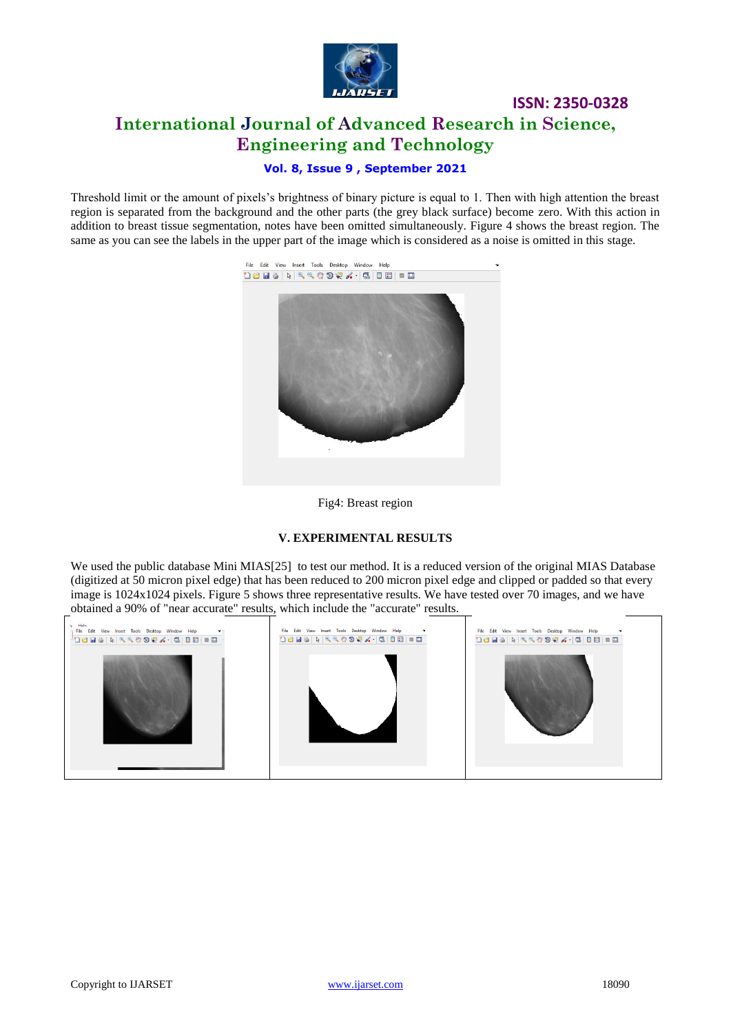Threshold limit or the amount of pixels's brightness of binary picture is equal to 1. Then with high attention the breast region is separated from the background and the other parts (the grey black surface) become zero. With this action in addition to breast tissue segmentation, notes have been omitted simultaneously. Figure 4 shows the breast region. The same as you can see the labels in the upper part of the image which is considered as a noise is omitted in this stage.

Fig4: Breast region

## V. EXPERIMENTAL RESULTS

We used the public database Mini MIAS[25] to test our method. It is a reduced version of the original MIAS Database (digitized at 50 micron pixel edge) that has been reduced to 200 micron pixel edge and clipped or padded so that every image is 1024x1024 pixels. Figure 5 shows three representative results. We have tested over 70 images, and we have obtained a 90% of "near accurate" results, which include the "accurate" results.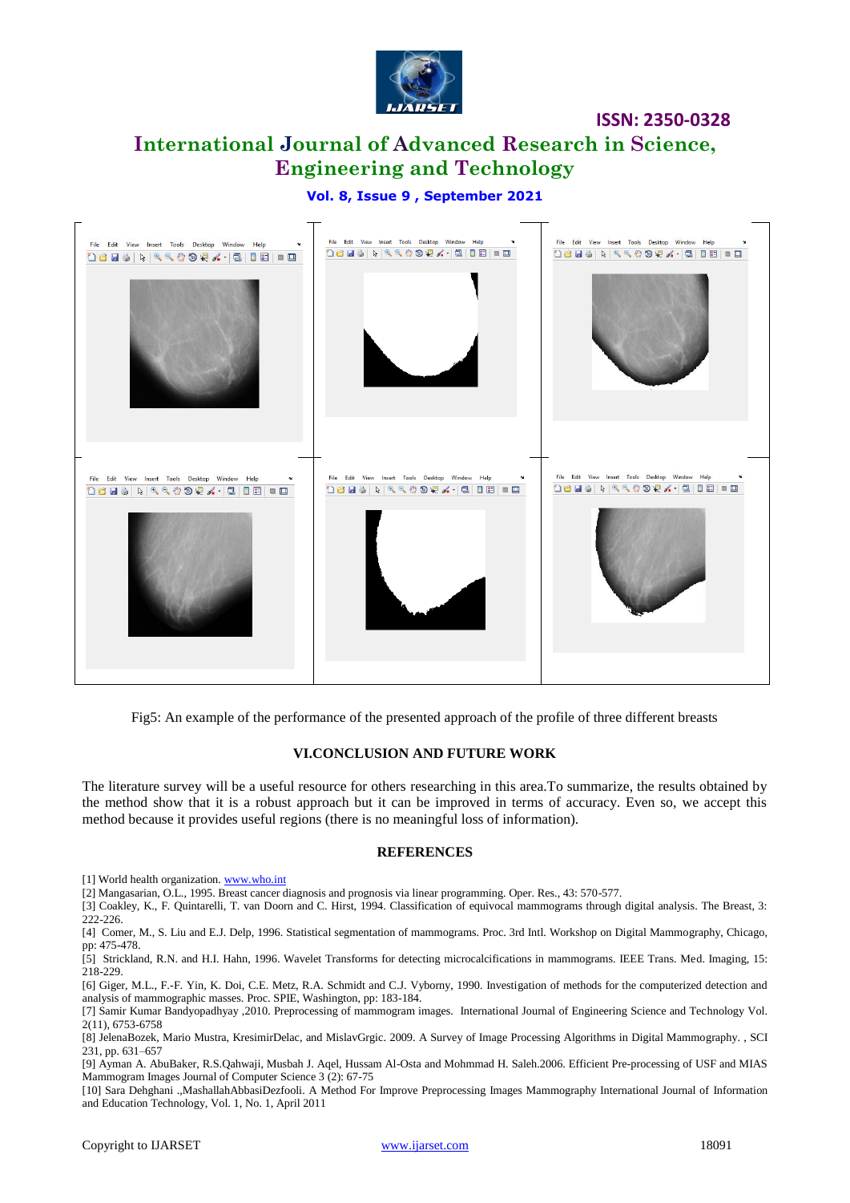Fig5: An example of the performance of the presented approach of the profile of three different breasts

## VI.CONCLUSION AND FUTURE WORK

The literature survey will be a useful resource for others researching in this area.To summarize, the results obtained by the method show that it is a robust approach but it can be improved in terms of accuracy. Even so, we accept this method because it provides useful regions (there is no meaningful loss of information).

## REFERENCES

[1] World health organization. www.who.int

[2] Mangasarian, O.L., 1995. Breast cancer diagnosis and prognosis via linear programming. Oper. Res., 43: 570-577.

[3] Coakley, K., F. Quintarelli, T. van Doorn and C. Hirst, 1994. Classification of equivocal mammograms through digital analysis. The Breast, 3: 222-226.

[4] Comer, M., S. Liu and E.J. Delp, 1996. Statistical segmentation of mammograms. Proc. 3rd Intl. Workshop on Digital Mammography, Chicago, pp: 475-478.

[5] Strickland, R.N. and H.I. Hahn, 1996. Wavelet Transforms for detecting microcalcifications in mammograms. IEEE Trans. Med. Imaging, 15: 218-229.

[6] Giger, M.L., F.-F. Yin, K. Doi, C.E. Metz, R.A. Schmidt and C.J. Vyborny, 1990. Investigation of methods for the computerized detection and analysis of mammographic masses. Proc. SPIE, Washington, pp: 183-184.

[7] Samir Kumar Bandyopadhyay ,2010. Preprocessing of mammogram images. International Journal of Engineering Science and Technology Vol. 2(11), 6753-6758

[8] JelenaBozek, Mario Mustra, KresimirDelac, and MislavGrgic. 2009. A Survey of Image Processing Algorithms in Digital Mammography. , SCI 231, pp. 631–657

[9] Ayman A. AbuBaker, R.S.Qahwaji, Musbah J. Aqel, Hussam Al-Osta and Mohmmad H. Saleh.2006. Efficient Pre-processing of USF and MIAS Mammogram Images Journal of Computer Science 3 (2): 67-75

[10] Sara Dehghani .,MashallahAbbasiDezfooli. A Method For Improve Preprocessing Images Mammography International Journal of Information and Education Technology, Vol. 1, No. 1, April 2011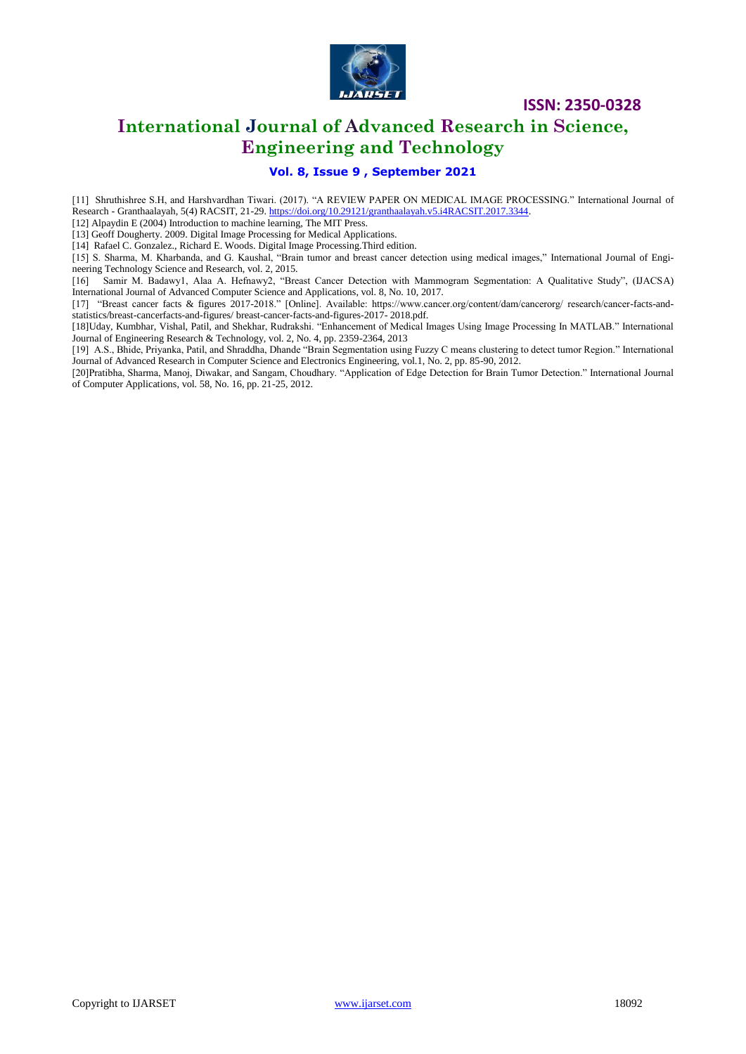[11] Shruthishree S.H, and Harshvardhan Tiwari. (2017). "A REVIEW PAPER ON MEDICAL IMAGE PROCESSING." International Journal of Research - Granthaalayah, 5(4) RACSIT, 21-29. https://doi.org/10.29121/granthaalayah.v5.i4RACSIT.2017.3344.

[12] Alpaydin E (2004) Introduction to machine learning, The MIT Press.

[13] Geoff Dougherty. 2009. Digital Image Processing for Medical Applications.

[14] Rafael C. Gonzalez., Richard E. Woods. Digital Image Processing.Third edition.

[15] S. Sharma, M. Kharbanda, and G. Kaushal, "Brain tumor and breast cancer detection using medical images," International Journal of Engineering Technology Science and Research, vol. 2, 2015.

[16] Samir M. Badawy1, Alaa A. Hefnawy2, "Breast Cancer Detection with Mammogram Segmentation: A Qualitative Study", (IJACSA) International Journal of Advanced Computer Science and Applications, vol. 8, No. 10, 2017.

[17] "Breast cancer facts & figures 2017-2018." [Online]. Available: https://www.cancer.org/content/dam/cancerorg/ research/cancer-facts-and-statistics/breast-cancerfacts-and-figures/ breast-cancer-facts-and-figures-2017- 2018.pdf.

[18]Uday, Kumbhar, Vishal, Patil, and Shekhar, Rudrakshi. "Enhancement of Medical Images Using Image Processing In MATLAB." International Journal of Engineering Research & Technology, vol. 2, No. 4, pp. 2359-2364, 2013

[19] A.S., Bhide, Priyanka, Patil, and Shraddha, Dhande "Brain Segmentation using Fuzzy C means clustering to detect tumor Region." International Journal of Advanced Research in Computer Science and Electronics Engineering, vol.1, No. 2, pp. 85-90, 2012.

[20]Pratibha, Sharma, Manoj, Diwakar, and Sangam, Choudhary. "Application of Edge Detection for Brain Tumor Detection." International Journal of Computer Applications, vol. 58, No. 16, pp. 21-25, 2012.